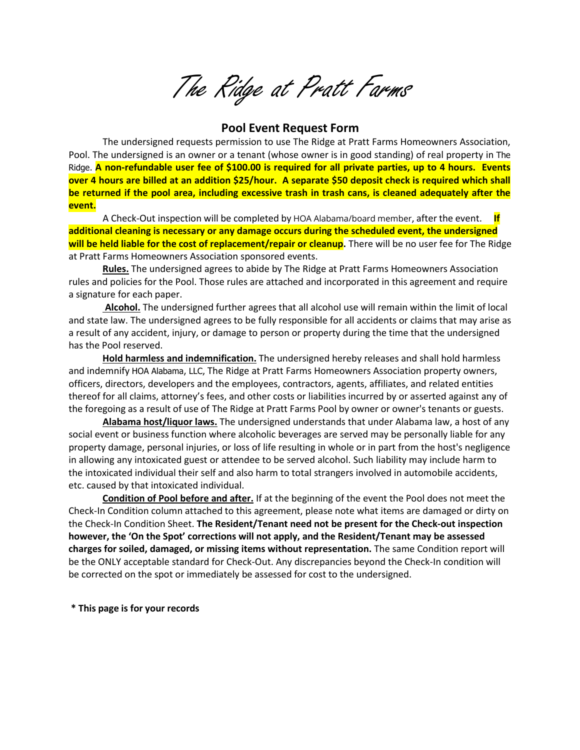# The Ridge at Pratt Farms

## Pool Event Request Form

The undersigned requests permission to use The Ridge at Pratt Farms Homeowners Association, Pool. The undersigned is an owner or a tenant (whose owner is in good standing) of real property in The Ridge. **A non-refundable user fee of $100.00 is required for all private parties, up to 4 hours. Events over 4 hours are billed at an addition $25/hour. A separate $50 deposit check is required which shall be returned if the pool area, including excessive trash in trash cans, is cleaned adequately after the event.**

A Check-Out inspection will be completed by HOA Alabama/board member, after the event. **If additional cleaning is necessary or any damage occurs during the scheduled event, the undersigned will be held liable for the cost of replacement/repair or cleanup.** There will be no user fee for The Ridge at Pratt Farms Homeowners Association sponsored events.

**Rules.** The undersigned agrees to abide by The Ridge at Pratt Farms Homeowners Association rules and policies for the Pool. Those rules are attached and incorporated in this agreement and require a signature for each paper.

**Alcohol.** The undersigned further agrees that all alcohol use will remain within the limit of local and state law. The undersigned agrees to be fully responsible for all accidents or claims that may arise as a result of any accident, injury, or damage to person or property during the time that the undersigned has the Pool reserved.

**Hold harmless and indemnification.** The undersigned hereby releases and shall hold harmless and indemnify HOA Alabama, LLC, The Ridge at Pratt Farms Homeowners Association property owners, officers, directors, developers and the employees, contractors, agents, affiliates, and related entities thereof for all claims, attorney's fees, and other costs or liabilities incurred by or asserted against any of the foregoing as a result of use of The Ridge at Pratt Farms Pool by owner or owner's tenants or guests.

**Alabama host/liquor laws.** The undersigned understands that under Alabama law, a host of any social event or business function where alcoholic beverages are served may be personally liable for any property damage, personal injuries, or loss of life resulting in whole or in part from the host's negligence in allowing any intoxicated guest or attendee to be served alcohol. Such liability may include harm to the intoxicated individual their self and also harm to total strangers involved in automobile accidents, etc. caused by that intoxicated individual.

**Condition of Pool before and after.** If at the beginning of the event the Pool does not meet the Check-In Condition column attached to this agreement, please note what items are damaged or dirty on the Check-In Condition Sheet. **The Resident/Tenant need not be present for the Check-out inspection however, the 'On the Spot' corrections will not apply, and the Resident/Tenant may be assessed charges for soiled, damaged, or missing items without representation.** The same Condition report will be the ONLY acceptable standard for Check-Out. Any discrepancies beyond the Check-In condition will be corrected on the spot or immediately be assessed for cost to the undersigned.

**\* This page is for your records**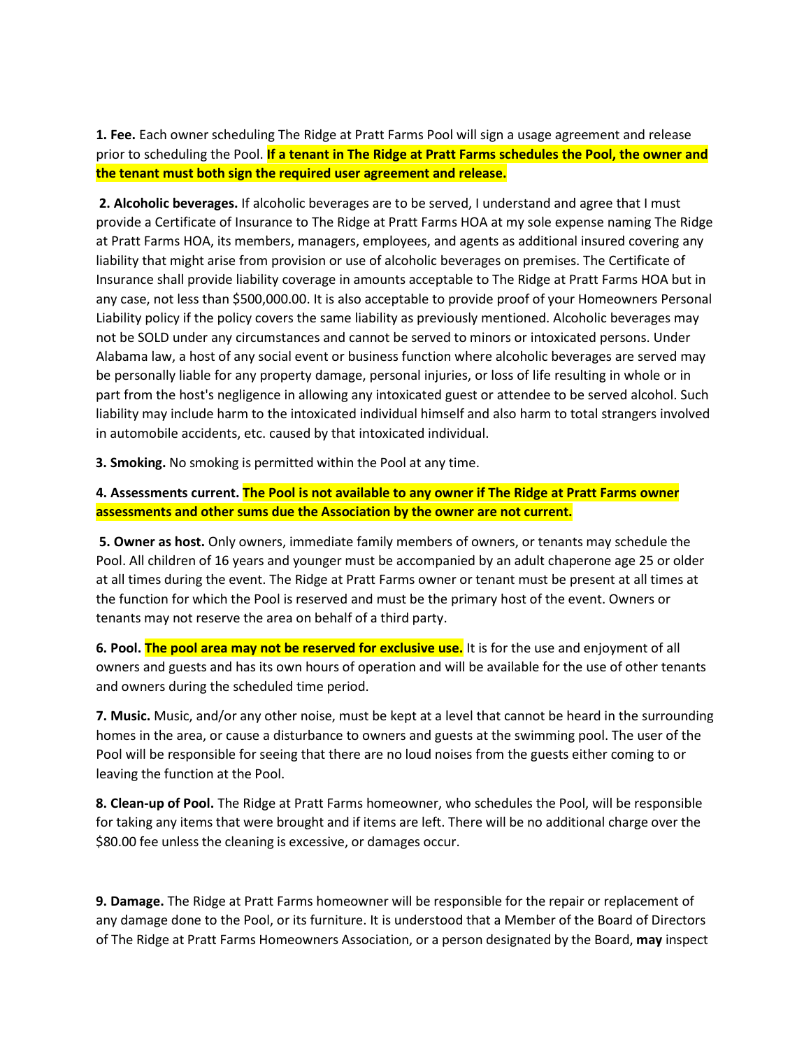**1. Fee.** Each owner scheduling The Ridge at Pratt Farms Pool will sign a usage agreement and release prior to scheduling the Pool. **If a tenant in The Ridge at Pratt Farms schedules the Pool, the owner and the tenant must both sign the required user agreement and release.**

**2. Alcoholic beverages.** If alcoholic beverages are to be served, I understand and agree that I must provide a Certificate of Insurance to The Ridge at Pratt Farms HOA at my sole expense naming The Ridge at Pratt Farms HOA, its members, managers, employees, and agents as additional insured covering any liability that might arise from provision or use of alcoholic beverages on premises. The Certificate of Insurance shall provide liability coverage in amounts acceptable to The Ridge at Pratt Farms HOA but in any case, not less than $500,000.00. It is also acceptable to provide proof of your Homeowners Personal Liability policy if the policy covers the same liability as previously mentioned. Alcoholic beverages may not be SOLD under any circumstances and cannot be served to minors or intoxicated persons. Under Alabama law, a host of any social event or business function where alcoholic beverages are served may be personally liable for any property damage, personal injuries, or loss of life resulting in whole or in part from the host's negligence in allowing any intoxicated guest or attendee to be served alcohol. Such liability may include harm to the intoxicated individual himself and also harm to total strangers involved in automobile accidents, etc. caused by that intoxicated individual.

**3. Smoking.** No smoking is permitted within the Pool at any time.

**4. Assessments current. The Pool is not available to any owner if The Ridge at Pratt Farms owner assessments and other sums due the Association by the owner are not current.**

**5. Owner as host.** Only owners, immediate family members of owners, or tenants may schedule the Pool. All children of 16 years and younger must be accompanied by an adult chaperone age 25 or older at all times during the event. The Ridge at Pratt Farms owner or tenant must be present at all times at the function for which the Pool is reserved and must be the primary host of the event. Owners or tenants may not reserve the area on behalf of a third party.

**6. Pool. The pool area may not be reserved for exclusive use.** It is for the use and enjoyment of all owners and guests and has its own hours of operation and will be available for the use of other tenants and owners during the scheduled time period.

**7. Music.** Music, and/or any other noise, must be kept at a level that cannot be heard in the surrounding homes in the area, or cause a disturbance to owners and guests at the swimming pool. The user of the Pool will be responsible for seeing that there are no loud noises from the guests either coming to or leaving the function at the Pool.

**8. Clean-up of Pool.** The Ridge at Pratt Farms homeowner, who schedules the Pool, will be responsible for taking any items that were brought and if items are left. There will be no additional charge over the $80.00 fee unless the cleaning is excessive, or damages occur.

**9. Damage.** The Ridge at Pratt Farms homeowner will be responsible for the repair or replacement of any damage done to the Pool, or its furniture. It is understood that a Member of the Board of Directors of The Ridge at Pratt Farms Homeowners Association, or a person designated by the Board, **may** inspect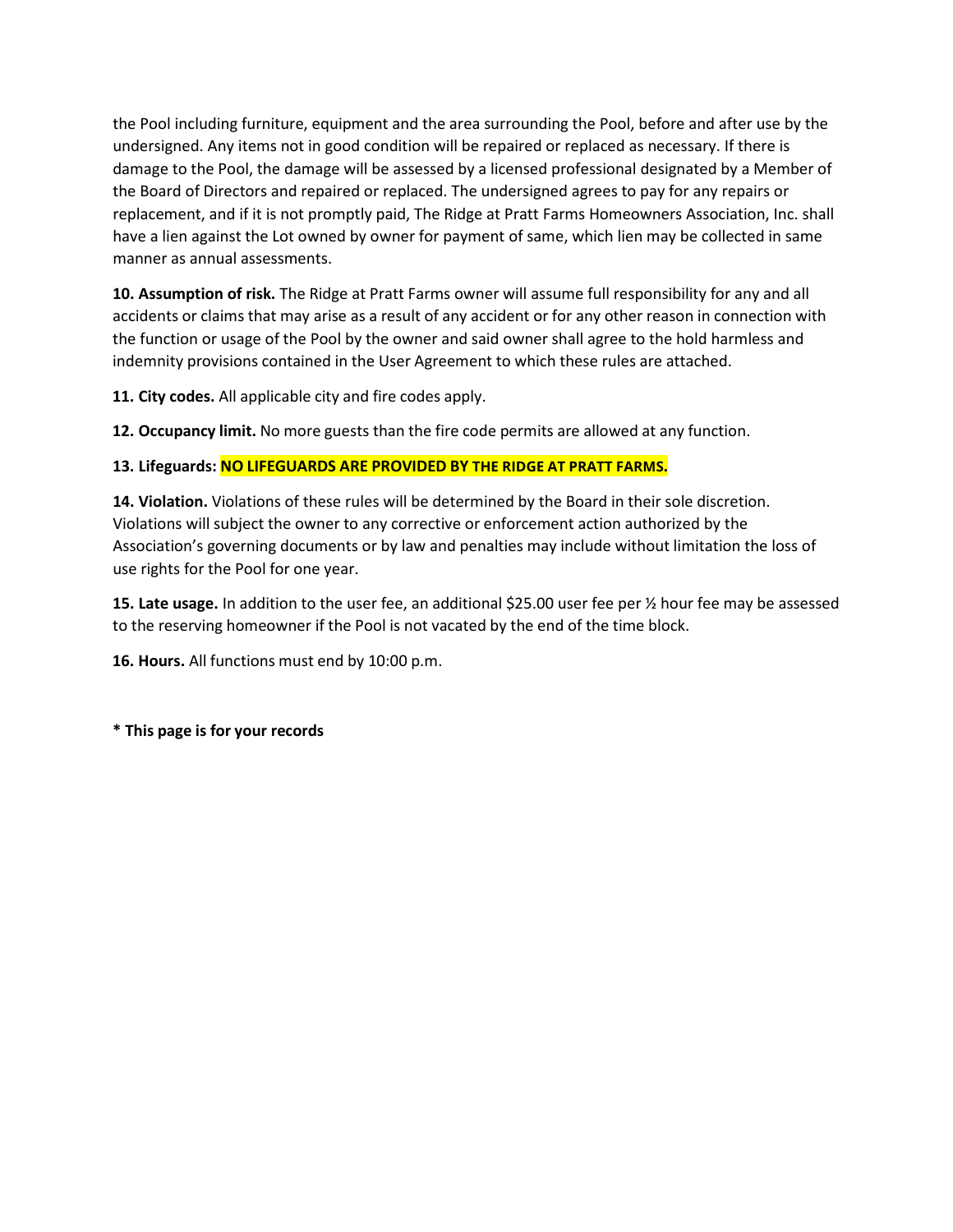the Pool including furniture, equipment and the area surrounding the Pool, before and after use by the undersigned. Any items not in good condition will be repaired or replaced as necessary. If there is damage to the Pool, the damage will be assessed by a licensed professional designated by a Member of the Board of Directors and repaired or replaced. The undersigned agrees to pay for any repairs or replacement, and if it is not promptly paid, The Ridge at Pratt Farms Homeowners Association, Inc. shall have a lien against the Lot owned by owner for payment of same, which lien may be collected in same manner as annual assessments.

**10. Assumption of risk.** The Ridge at Pratt Farms owner will assume full responsibility for any and all accidents or claims that may arise as a result of any accident or for any other reason in connection with the function or usage of the Pool by the owner and said owner shall agree to the hold harmless and indemnity provisions contained in the User Agreement to which these rules are attached.

**11. City codes.** All applicable city and fire codes apply.

**12. Occupancy limit.** No more guests than the fire code permits are allowed at any function.

**13. Lifeguards: NO LIFEGUARDS ARE PROVIDED BY THE RIDGE AT PRATT FARMS.**

**14. Violation.** Violations of these rules will be determined by the Board in their sole discretion. Violations will subject the owner to any corrective or enforcement action authorized by the Association's governing documents or by law and penalties may include without limitation the loss of use rights for the Pool for one year.

**15. Late usage.** In addition to the user fee, an additional $25.00 user fee per ½ hour fee may be assessed to the reserving homeowner if the Pool is not vacated by the end of the time block.

**16. Hours.** All functions must end by 10:00 p.m.

**\* This page is for your records**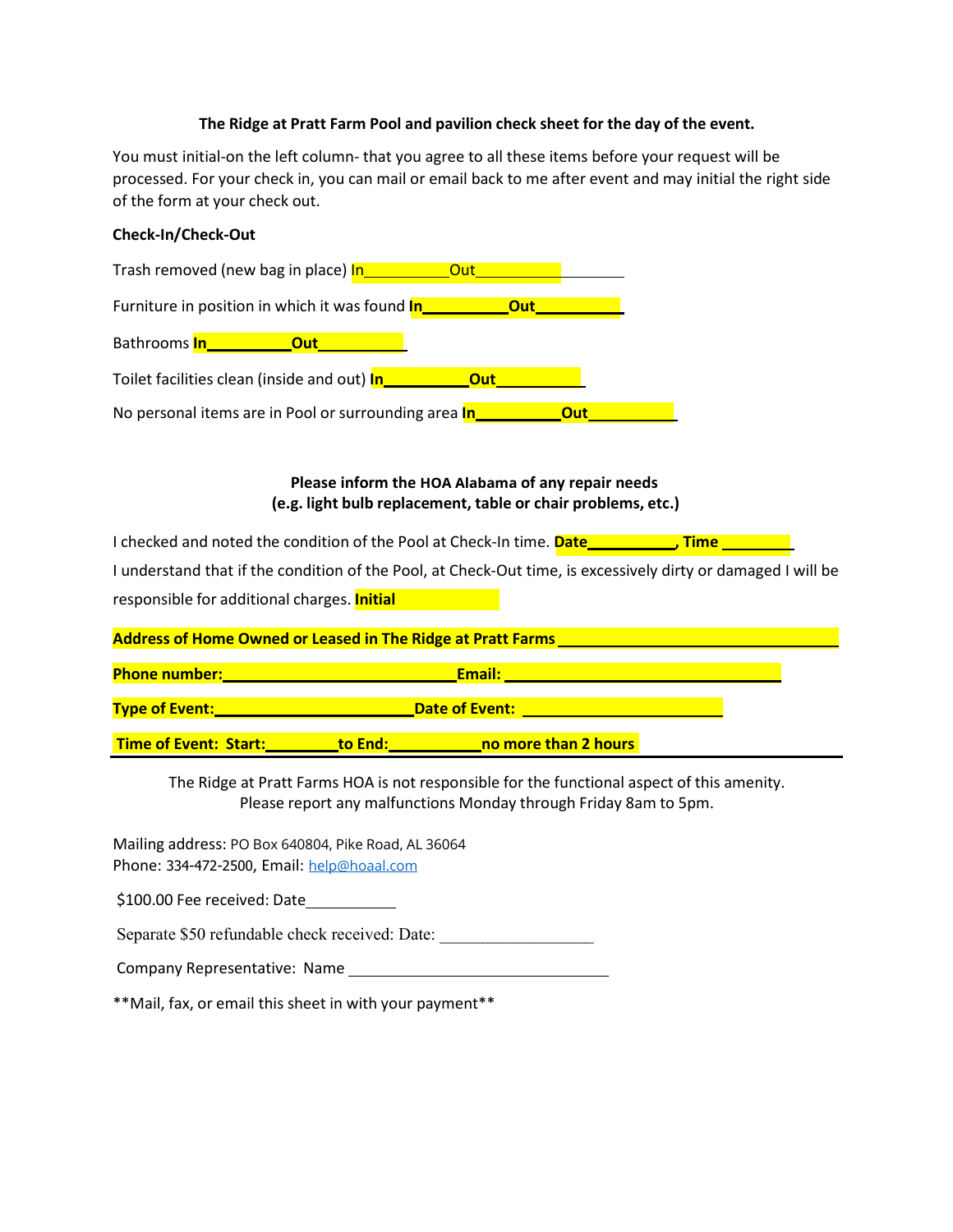**The Ridge at Pratt Farm Pool and pavilion check sheet for the day of the event.**

You must initial-on the left column- that you agree to all these items before your request will be processed. For your check in, you can mail or email back to me after event and may initial the right side of the form at your check out.

**Check-In/Check-Out**

Trash removed (new bag in place) In__________Out____________________

Furniture in position in which it was found **In__________Out__________**

Bathrooms **In__________Out___________**

Toilet facilities clean (inside and out) **In__________Out___________**

No personal items are in Pool or surrounding area **In__________Out___________**

**Please inform the HOA Alabama of any repair needs**
**(e.g. light bulb replacement, table or chair problems, etc.)**

I checked and noted the condition of the Pool at Check-In time. **Date__________, Time ________**

I understand that if the condition of the Pool, at Check-Out time, is excessively dirty or damaged I will be responsible for additional charges. **Initial**

**Address of Home Owned or Leased in The Ridge at Pratt Farms ________________________________**

**Phone number:___________________________Email: ________________________________**

**Type of Event:_______________________Date of Event: _______________________**

**Time of Event: Start:________to End:__________no more than 2 hours**

The Ridge at Pratt Farms HOA is not responsible for the functional aspect of this amenity.
Please report any malfunctions Monday through Friday 8am to 5pm.

Mailing address: PO Box 640804, Pike Road, AL 36064
Phone: 334-472-2500, Email: help@hoaal.com

$100.00 Fee received: Date___________

Separate $50 refundable check received: Date: __________________

Company Representative: Name ______________________________

**Mail, fax, or email this sheet in with your payment**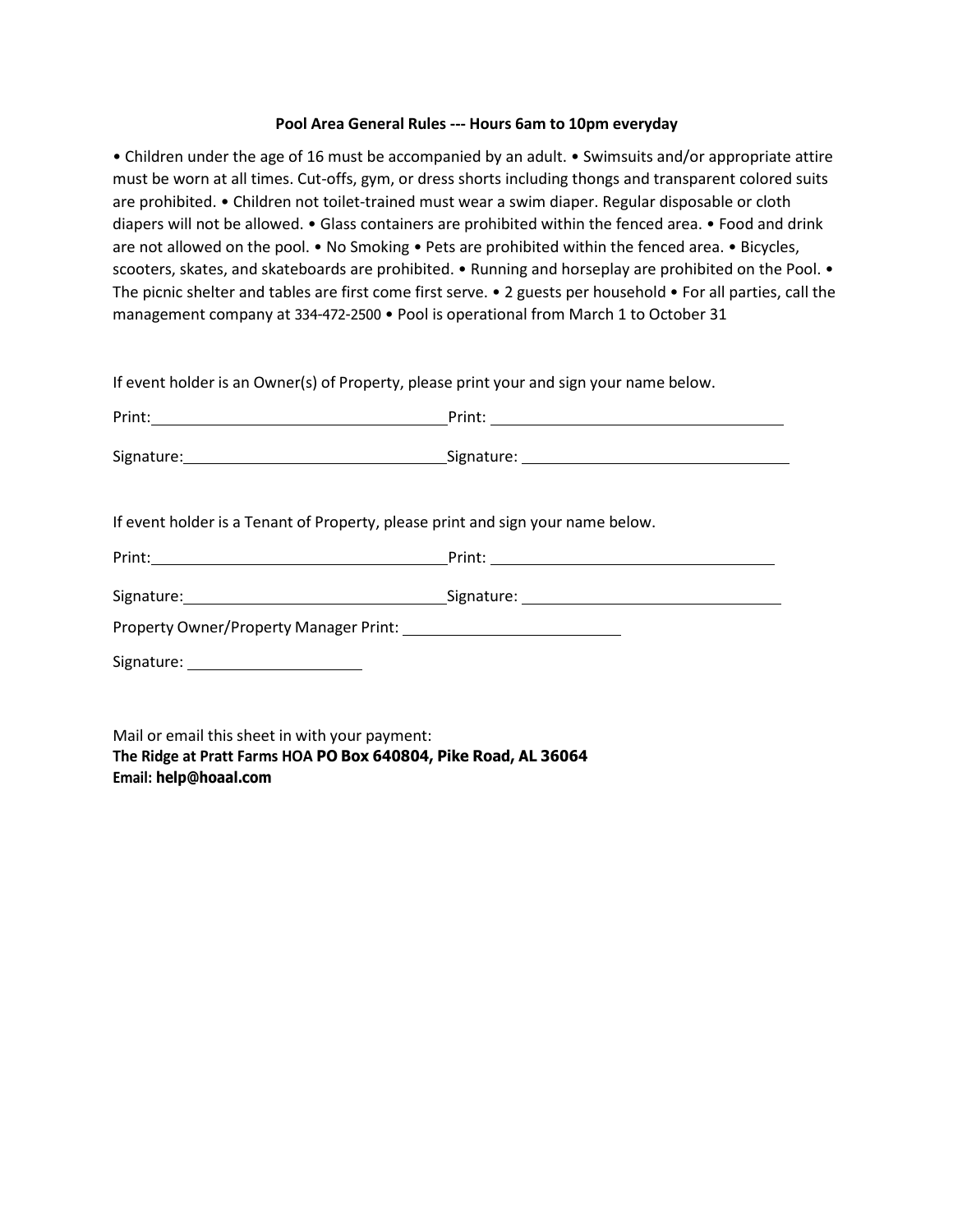**Pool Area General Rules --- Hours 6am to 10pm everyday**

• Children under the age of 16 must be accompanied by an adult. • Swimsuits and/or appropriate attire must be worn at all times. Cut-offs, gym, or dress shorts including thongs and transparent colored suits are prohibited. • Children not toilet-trained must wear a swim diaper. Regular disposable or cloth diapers will not be allowed. • Glass containers are prohibited within the fenced area. • Food and drink are not allowed on the pool. • No Smoking • Pets are prohibited within the fenced area. • Bicycles, scooters, skates, and skateboards are prohibited. • Running and horseplay are prohibited on the Pool. • The picnic shelter and tables are first come first serve. • 2 guests per household • For all parties, call the management company at 334-472-2500 • Pool is operational from March 1 to October 31

If event holder is an Owner(s) of Property, please print your and sign your name below.

Print: ______________________________ Print: ______________________________

Signature: ___________________________ Signature: ___________________________

If event holder is a Tenant of Property, please print and sign your name below.

Print: ______________________________ Print: ______________________________

Signature: ___________________________ Signature: ___________________________

Property Owner/Property Manager Print: ______________________

Signature: __________________

Mail or email this sheet in with your payment:
**The Ridge at Pratt Farms HOA PO Box 640804, Pike Road, AL 36064**
**Email: help@hoaal.com**